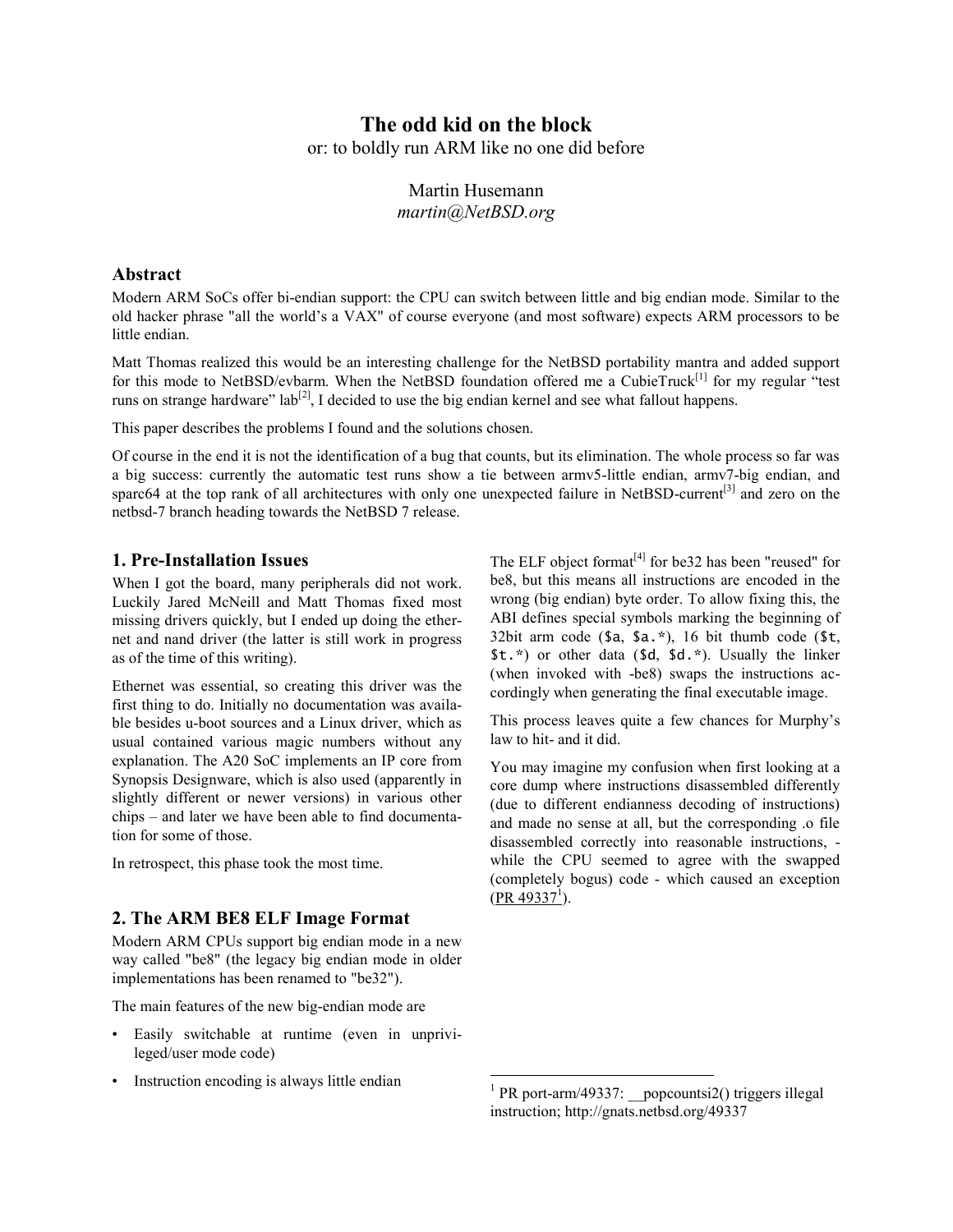# The odd kid on the block

or: to boldly run ARM like no one did before

Martin Husemann
*martin@NetBSD.org*

## Abstract

Modern ARM SoCs offer bi-endian support: the CPU can switch between little and big endian mode. Similar to the old hacker phrase "all the world's a VAX" of course everyone (and most software) expects ARM processors to be little endian.

Matt Thomas realized this would be an interesting challenge for the NetBSD portability mantra and added support for this mode to NetBSD/evbarm. When the NetBSD foundation offered me a CubieTruck[1] for my regular "test runs on strange hardware" lab[2], I decided to use the big endian kernel and see what fallout happens.

This paper describes the problems I found and the solutions chosen.

Of course in the end it is not the identification of a bug that counts, but its elimination. The whole process so far was a big success: currently the automatic test runs show a tie between armv5-little endian, armv7-big endian, and sparc64 at the top rank of all architectures with only one unexpected failure in NetBSD-current[3] and zero on the netbsd-7 branch heading towards the NetBSD 7 release.

## 1. Pre-Installation Issues

When I got the board, many peripherals did not work. Luckily Jared McNeill and Matt Thomas fixed most missing drivers quickly, but I ended up doing the ethernet and nand driver (the latter is still work in progress as of the time of this writing).

Ethernet was essential, so creating this driver was the first thing to do. Initially no documentation was available besides u-boot sources and a Linux driver, which as usual contained various magic numbers without any explanation. The A20 SoC implements an IP core from Synopsis Designware, which is also used (apparently in slightly different or newer versions) in various other chips – and later we have been able to find documentation for some of those.

In retrospect, this phase took the most time.

## 2. The ARM BE8 ELF Image Format

Modern ARM CPUs support big endian mode in a new way called "be8" (the legacy big endian mode in older implementations has been renamed to "be32").

The main features of the new big-endian mode are

- Easily switchable at runtime (even in unprivileged/user mode code)
- Instruction encoding is always little endian

The ELF object format[4] for be32 has been "reused" for be8, but this means all instructions are encoded in the wrong (big endian) byte order. To allow fixing this, the ABI defines special symbols marking the beginning of 32bit arm code (`$a`, `$a.*`), 16 bit thumb code (`$t`, `$t.*`) or other data (`$d`, `$d.*`). Usually the linker (when invoked with -be8) swaps the instructions accordingly when generating the final executable image.

This process leaves quite a few chances for Murphy's law to hit- and it did.

You may imagine my confusion when first looking at a core dump where instructions disassembled differently (due to different endianness decoding of instructions) and made no sense at all, but the corresponding .o file disassembled correctly into reasonable instructions, - while the CPU seemed to agree with the swapped (completely bogus) code - which caused an exception (PR 49337[1]).

---

[1] PR port-arm/49337: __popcountsi2() triggers illegal instruction; http://gnats.netbsd.org/49337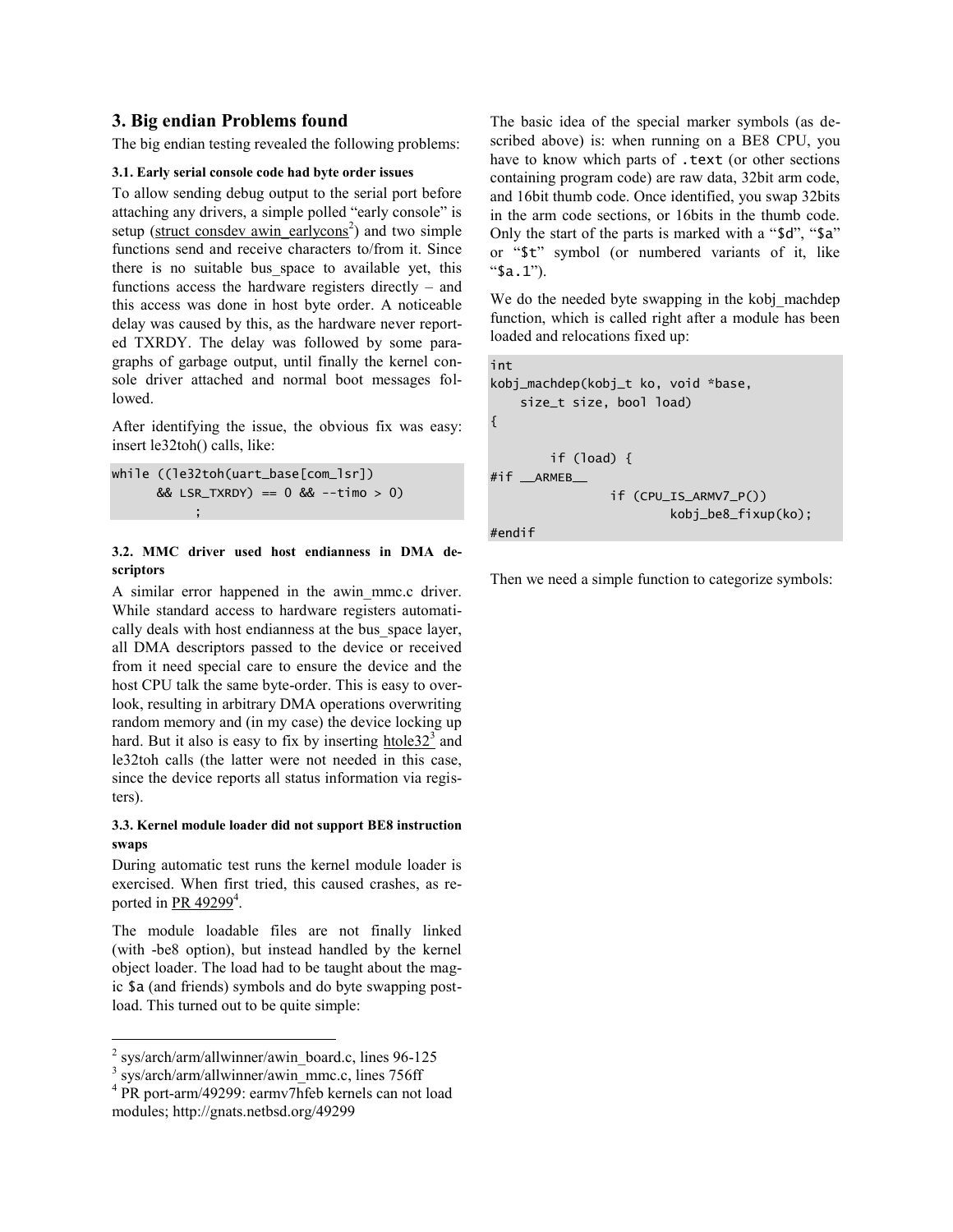## 3. Big endian Problems found

The big endian testing revealed the following problems:

### 3.1. Early serial console code had byte order issues

To allow sending debug output to the serial port before attaching any drivers, a simple polled "early console" is setup (struct consdev awin_earlycons[2]) and two simple functions send and receive characters to/from it. Since there is no suitable bus_space to available yet, this functions access the hardware registers directly – and this access was done in host byte order. A noticeable delay was caused by this, as the hardware never reported TXRDY. The delay was followed by some paragraphs of garbage output, until finally the kernel console driver attached and normal boot messages followed.

After identifying the issue, the obvious fix was easy: insert le32toh() calls, like:

```
while ((le32toh(uart_base[com_lsr])
      && LSR_TXRDY) == 0 && --timo > 0)
            ;
```

### 3.2. MMC driver used host endianness in DMA descriptors

A similar error happened in the awin_mmc.c driver. While standard access to hardware registers automatically deals with host endianness at the bus_space layer, all DMA descriptors passed to the device or received from it need special care to ensure the device and the host CPU talk the same byte-order. This is easy to overlook, resulting in arbitrary DMA operations overwriting random memory and (in my case) the device locking up hard. But it also is easy to fix by inserting htole32[3] and le32toh calls (the latter were not needed in this case, since the device reports all status information via registers).

### 3.3. Kernel module loader did not support BE8 instruction swaps

During automatic test runs the kernel module loader is exercised. When first tried, this caused crashes, as reported in PR 49299[4].

The module loadable files are not finally linked (with -be8 option), but instead handled by the kernel object loader. The load had to be taught about the magic `$a` (and friends) symbols and do byte swapping post-load. This turned out to be quite simple:

The basic idea of the special marker symbols (as described above) is: when running on a BE8 CPU, you have to know which parts of `.text` (or other sections containing program code) are raw data, 32bit arm code, and 16bit thumb code. Once identified, you swap 32bits in the arm code sections, or 16bits in the thumb code. Only the start of the parts is marked with a "`$d`", "`$a`" or "`$t`" symbol (or numbered variants of it, like "`$a.1`").

We do the needed byte swapping in the kobj_machdep function, which is called right after a module has been loaded and relocations fixed up:

```
int
kobj_machdep(kobj_t ko, void *base,
    size_t size, bool load)
{

        if (load) {
#if __ARMEB__
                if (CPU_IS_ARMV7_P())
                        kobj_be8_fixup(ko);
#endif
```

Then we need a simple function to categorize symbols:

---

[2] sys/arch/arm/allwinner/awin_board.c, lines 96-125

[3] sys/arch/arm/allwinner/awin_mmc.c, lines 756ff

[4] PR port-arm/49299: earmv7hfeb kernels can not load modules; http://gnats.netbsd.org/49299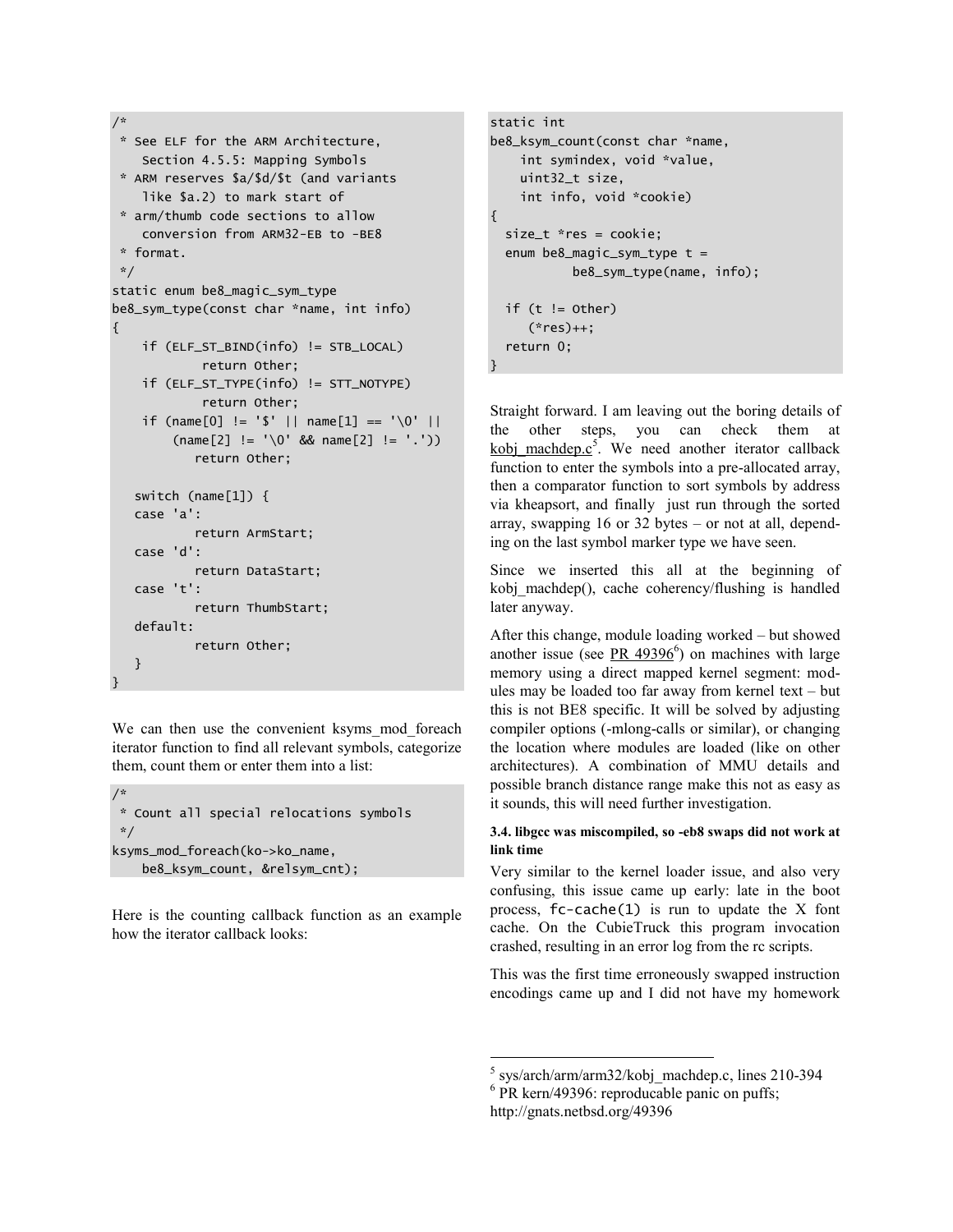```
/*
 * See ELF for the ARM Architecture,
    Section 4.5.5: Mapping Symbols
 * ARM reserves $a/$d/$t (and variants
    like $a.2) to mark start of
 * arm/thumb code sections to allow
    conversion from ARM32-EB to -BE8
 * format.
 */
static enum be8_magic_sym_type
be8_sym_type(const char *name, int info)
{
    if (ELF_ST_BIND(info) != STB_LOCAL)
            return Other;
    if (ELF_ST_TYPE(info) != STT_NOTYPE)
            return Other;
    if (name[0] != '$' || name[1] == '\0' ||
        (name[2] != '\0' && name[2] != '.'))
           return Other;

   switch (name[1]) {
   case 'a':
           return ArmStart;
   case 'd':
           return DataStart;
   case 't':
           return ThumbStart;
   default:
           return Other;
   }
}
```

We can then use the convenient ksyms_mod_foreach iterator function to find all relevant symbols, categorize them, count them or enter them into a list:

```
/*
 * Count all special relocations symbols
 */
ksyms_mod_foreach(ko->ko_name,
    be8_ksym_count, &relsym_cnt);
```

Here is the counting callback function as an example how the iterator callback looks:

```
static int
be8_ksym_count(const char *name,
    int symindex, void *value,
    uint32_t size,
    int info, void *cookie)
{
  size_t *res = cookie;
  enum be8_magic_sym_type t =
          be8_sym_type(name, info);

  if (t != Other)
     (*res)++;
  return 0;
}
```

Straight forward. I am leaving out the boring details of the other steps, you can check them at kobj_machdep.c[5]. We need another iterator callback function to enter the symbols into a pre-allocated array, then a comparator function to sort symbols by address via kheapsort, and finally just run through the sorted array, swapping 16 or 32 bytes – or not at all, depending on the last symbol marker type we have seen.

Since we inserted this all at the beginning of kobj_machdep(), cache coherency/flushing is handled later anyway.

After this change, module loading worked – but showed another issue (see PR 49396[6]) on machines with large memory using a direct mapped kernel segment: modules may be loaded too far away from kernel text – but this is not BE8 specific. It will be solved by adjusting compiler options (-mlong-calls or similar), or changing the location where modules are loaded (like on other architectures). A combination of MMU details and possible branch distance range make this not as easy as it sounds, this will need further investigation.

#### 3.4. libgcc was miscompiled, so -eb8 swaps did not work at link time

Very similar to the kernel loader issue, and also very confusing, this issue came up early: late in the boot process, `fc-cache(1)` is run to update the X font cache. On the CubieTruck this program invocation crashed, resulting in an error log from the rc scripts.

This was the first time erroneously swapped instruction encodings came up and I did not have my homework

---

[5] sys/arch/arm/arm32/kobj_machdep.c, lines 210-394

[6] PR kern/49396: reproducable panic on puffs; http://gnats.netbsd.org/49396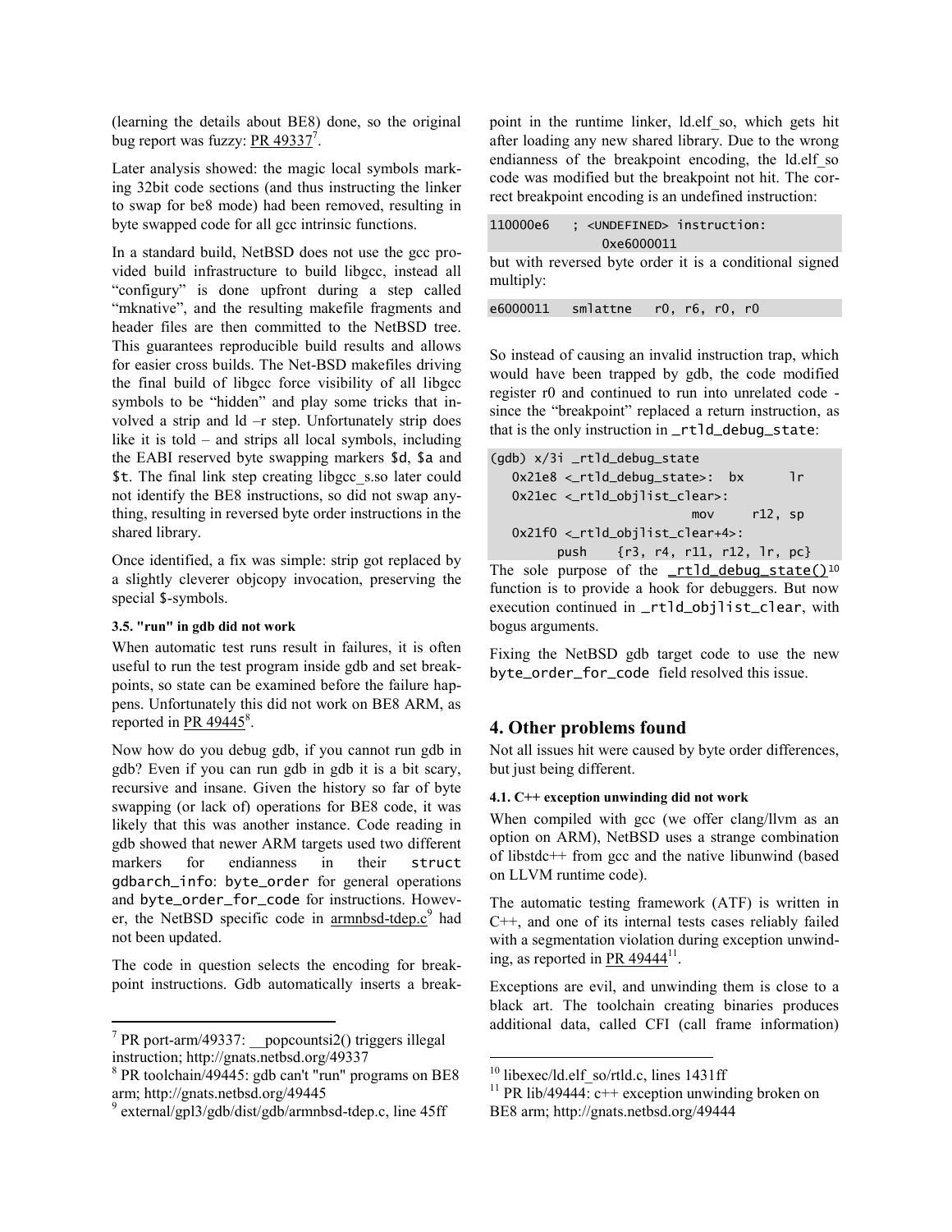(learning the details about BE8) done, so the original bug report was fuzzy: PR 49337[7].

Later analysis showed: the magic local symbols marking 32bit code sections (and thus instructing the linker to swap for be8 mode) had been removed, resulting in byte swapped code for all gcc intrinsic functions.

In a standard build, NetBSD does not use the gcc provided build infrastructure to build libgcc, instead all "configury" is done upfront during a step called "mknative", and the resulting makefile fragments and header files are then committed to the NetBSD tree. This guarantees reproducible build results and allows for easier cross builds. The Net-BSD makefiles driving the final build of libgcc force visibility of all libgcc symbols to be "hidden" and play some tricks that involved a strip and ld –r step. Unfortunately strip does like it is told – and strips all local symbols, including the EABI reserved byte swapping markers `$d`, `$a` and `$t`. The final link step creating libgcc_s.so later could not identify the BE8 instructions, so did not swap anything, resulting in reversed byte order instructions in the shared library.

Once identified, a fix was simple: strip got replaced by a slightly cleverer objcopy invocation, preserving the special `$`-symbols.

#### 3.5. "run" in gdb did not work

When automatic test runs result in failures, it is often useful to run the test program inside gdb and set breakpoints, so state can be examined before the failure happens. Unfortunately this did not work on BE8 ARM, as reported in PR 49445[8].

Now how do you debug gdb, if you cannot run gdb in gdb? Even if you can run gdb in gdb it is a bit scary, recursive and insane. Given the history so far of byte swapping (or lack of) operations for BE8 code, it was likely that this was another instance. Code reading in gdb showed that newer ARM targets used two different markers for endianness in their `struct gdbarch_info`: `byte_order` for general operations and `byte_order_for_code` for instructions. However, the NetBSD specific code in armnbsd-tdep.c[9] had not been updated.

The code in question selects the encoding for breakpoint instructions. Gdb automatically inserts a breakpoint in the runtime linker, ld.elf_so, which gets hit after loading any new shared library. Due to the wrong endianness of the breakpoint encoding, the ld.elf_so code was modified but the breakpoint not hit. The correct breakpoint encoding is an undefined instruction:

```
110000e6   ; <UNDEFINED> instruction:
              0xe6000011
```

but with reversed byte order it is a conditional signed multiply:

```
e6000011   smlattne   r0, r6, r0, r0
```

So instead of causing an invalid instruction trap, which would have been trapped by gdb, the code modified register r0 and continued to run into unrelated code - since the "breakpoint" replaced a return instruction, as that is the only instruction in `_rtld_debug_state`:

```
(gdb) x/3i _rtld_debug_state
   0x21e8 <_rtld_debug_state>:  bx      lr
   0x21ec <_rtld_objlist_clear>:
                              mov     r12, sp
   0x21f0 <_rtld_objlist_clear+4>:
         push    {r3, r4, r11, r12, lr, pc}
```

The sole purpose of the `_rtld_debug_state()`[10] function is to provide a hook for debuggers. But now execution continued in `_rtld_objlist_clear`, with bogus arguments.

Fixing the NetBSD gdb target code to use the new `byte_order_for_code` field resolved this issue.

## 4. Other problems found

Not all issues hit were caused by byte order differences, but just being different.

#### 4.1. C++ exception unwinding did not work

When compiled with gcc (we offer clang/llvm as an option on ARM), NetBSD uses a strange combination of libstdc++ from gcc and the native libunwind (based on LLVM runtime code).

The automatic testing framework (ATF) is written in C++, and one of its internal tests cases reliably failed with a segmentation violation during exception unwinding, as reported in PR 49444[11].

Exceptions are evil, and unwinding them is close to a black art. The toolchain creating binaries produces additional data, called CFI (call frame information)

---

[7] PR port-arm/49337: __popcountsi2() triggers illegal instruction; http://gnats.netbsd.org/49337

[8] PR toolchain/49445: gdb can't "run" programs on BE8 arm; http://gnats.netbsd.org/49445

[9] external/gpl3/gdb/dist/gdb/armnbsd-tdep.c, line 45ff

[10] libexec/ld.elf_so/rtld.c, lines 1431ff

[11] PR lib/49444: c++ exception unwinding broken on BE8 arm; http://gnats.netbsd.org/49444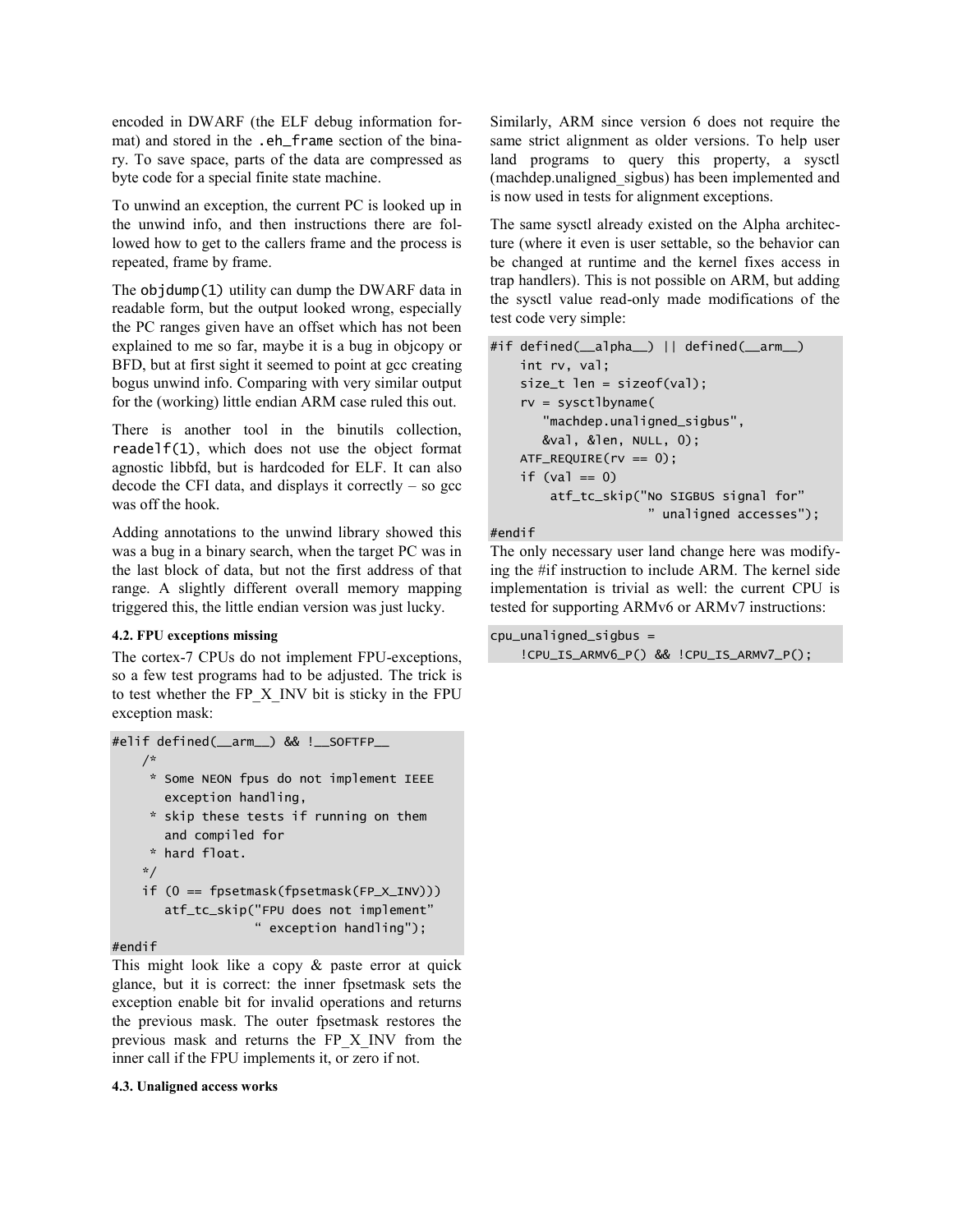encoded in DWARF (the ELF debug information format) and stored in the `.eh_frame` section of the binary. To save space, parts of the data are compressed as byte code for a special finite state machine.

To unwind an exception, the current PC is looked up in the unwind info, and then instructions there are followed how to get to the callers frame and the process is repeated, frame by frame.

The `objdump(1)` utility can dump the DWARF data in readable form, but the output looked wrong, especially the PC ranges given have an offset which has not been explained to me so far, maybe it is a bug in objcopy or BFD, but at first sight it seemed to point at gcc creating bogus unwind info. Comparing with very similar output for the (working) little endian ARM case ruled this out.

There is another tool in the binutils collection, `readelf(1)`, which does not use the object format agnostic libbfd, but is hardcoded for ELF. It can also decode the CFI data, and displays it correctly – so gcc was off the hook.

Adding annotations to the unwind library showed this was a bug in a binary search, when the target PC was in the last block of data, but not the first address of that range. A slightly different overall memory mapping triggered this, the little endian version was just lucky.

#### 4.2. FPU exceptions missing

The cortex-7 CPUs do not implement FPU-exceptions, so a few test programs had to be adjusted. The trick is to test whether the FP_X_INV bit is sticky in the FPU exception mask:

```
#elif defined(__arm__) && !__SOFTFP__
    /*
     * Some NEON fpus do not implement IEEE
       exception handling,
     * skip these tests if running on them
       and compiled for
     * hard float.
    */
    if (0 == fpsetmask(fpsetmask(FP_X_INV)))
       atf_tc_skip("FPU does not implement"
                   " exception handling");
#endif
```

This might look like a copy & paste error at quick glance, but it is correct: the inner fpsetmask sets the exception enable bit for invalid operations and returns the previous mask. The outer fpsetmask restores the previous mask and returns the FP_X_INV from the inner call if the FPU implements it, or zero if not.

#### 4.3. Unaligned access works

Similarly, ARM since version 6 does not require the same strict alignment as older versions. To help user land programs to query this property, a sysctl (machdep.unaligned_sigbus) has been implemented and is now used in tests for alignment exceptions.

The same sysctl already existed on the Alpha architecture (where it even is user settable, so the behavior can be changed at runtime and the kernel fixes access in trap handlers). This is not possible on ARM, but adding the sysctl value read-only made modifications of the test code very simple:

```
#if defined(__alpha__) || defined(__arm__)
    int rv, val;
    size_t len = sizeof(val);
    rv = sysctlbyname(
       "machdep.unaligned_sigbus",
       &val, &len, NULL, 0);
    ATF_REQUIRE(rv == 0);
    if (val == 0)
        atf_tc_skip("No SIGBUS signal for"
                    " unaligned accesses");
#endif
```

The only necessary user land change here was modifying the #if instruction to include ARM. The kernel side implementation is trivial as well: the current CPU is tested for supporting ARMv6 or ARMv7 instructions:

```
cpu_unaligned_sigbus =
    !CPU_IS_ARMV6_P() && !CPU_IS_ARMV7_P();
```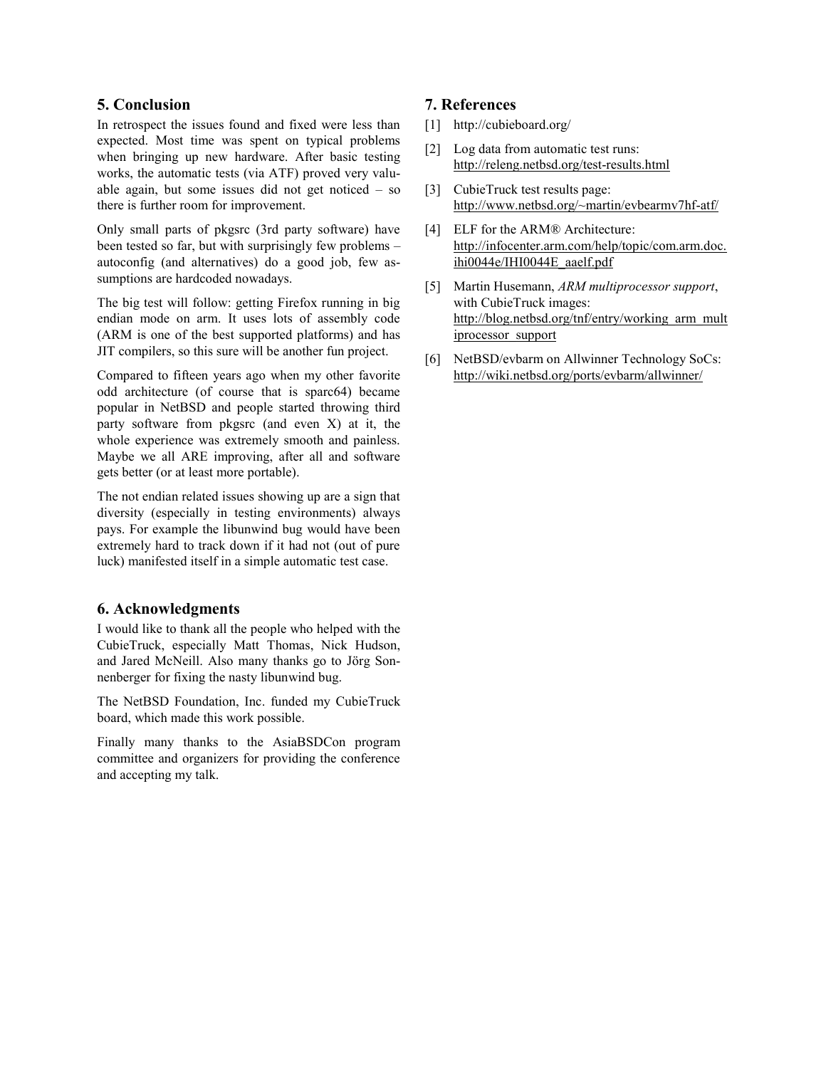## 5. Conclusion

In retrospect the issues found and fixed were less than expected. Most time was spent on typical problems when bringing up new hardware. After basic testing works, the automatic tests (via ATF) proved very valuable again, but some issues did not get noticed – so there is further room for improvement.

Only small parts of pkgsrc (3rd party software) have been tested so far, but with surprisingly few problems – autoconfig (and alternatives) do a good job, few assumptions are hardcoded nowadays.

The big test will follow: getting Firefox running in big endian mode on arm. It uses lots of assembly code (ARM is one of the best supported platforms) and has JIT compilers, so this sure will be another fun project.

Compared to fifteen years ago when my other favorite odd architecture (of course that is sparc64) became popular in NetBSD and people started throwing third party software from pkgsrc (and even X) at it, the whole experience was extremely smooth and painless. Maybe we all ARE improving, after all and software gets better (or at least more portable).

The not endian related issues showing up are a sign that diversity (especially in testing environments) always pays. For example the libunwind bug would have been extremely hard to track down if it had not (out of pure luck) manifested itself in a simple automatic test case.

## 6. Acknowledgments

I would like to thank all the people who helped with the CubieTruck, especially Matt Thomas, Nick Hudson, and Jared McNeill. Also many thanks go to Jörg Sonnenberger for fixing the nasty libunwind bug.

The NetBSD Foundation, Inc. funded my CubieTruck board, which made this work possible.

Finally many thanks to the AsiaBSDCon program committee and organizers for providing the conference and accepting my talk.

## 7. References

[1] http://cubieboard.org/

[2] Log data from automatic test runs: http://releng.netbsd.org/test-results.html

[3] CubieTruck test results page: http://www.netbsd.org/~martin/evbearmv7hf-atf/

[4] ELF for the ARM® Architecture: http://infocenter.arm.com/help/topic/com.arm.doc.ihi0044e/IHI0044E_aaelf.pdf

[5] Martin Husemann, *ARM multiprocessor support*, with CubieTruck images: http://blog.netbsd.org/tnf/entry/working_arm_multiprocessor_support

[6] NetBSD/evbarm on Allwinner Technology SoCs: http://wiki.netbsd.org/ports/evbarm/allwinner/